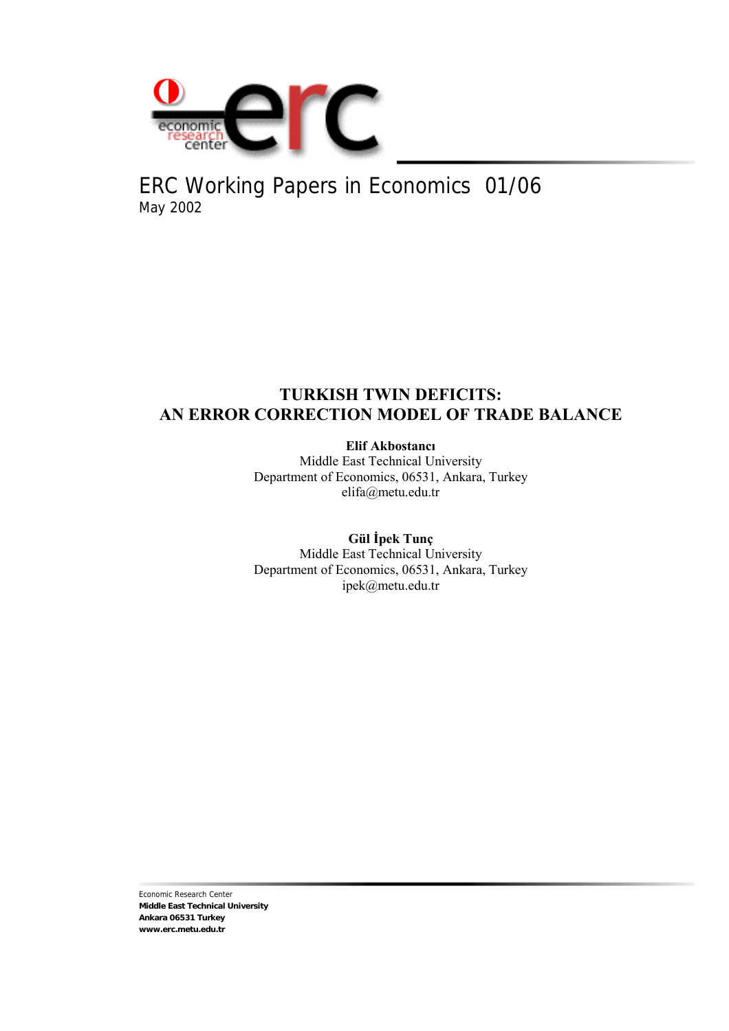ERC Working Papers in Economics 01/06

May 2002

# TURKISH TWIN DEFICITS: AN ERROR CORRECTION MODEL OF TRADE BALANCE

**Elif Akbostancı**
Middle East Technical University
Department of Economics, 06531, Ankara, Turkey
elifa@metu.edu.tr

**Gül İpek Tunç**
Middle East Technical University
Department of Economics, 06531, Ankara, Turkey
ipek@metu.edu.tr

Economic Research Center
**Middle East Technical University**
**Ankara 06531 Turkey**
**www.erc.metu.edu.tr**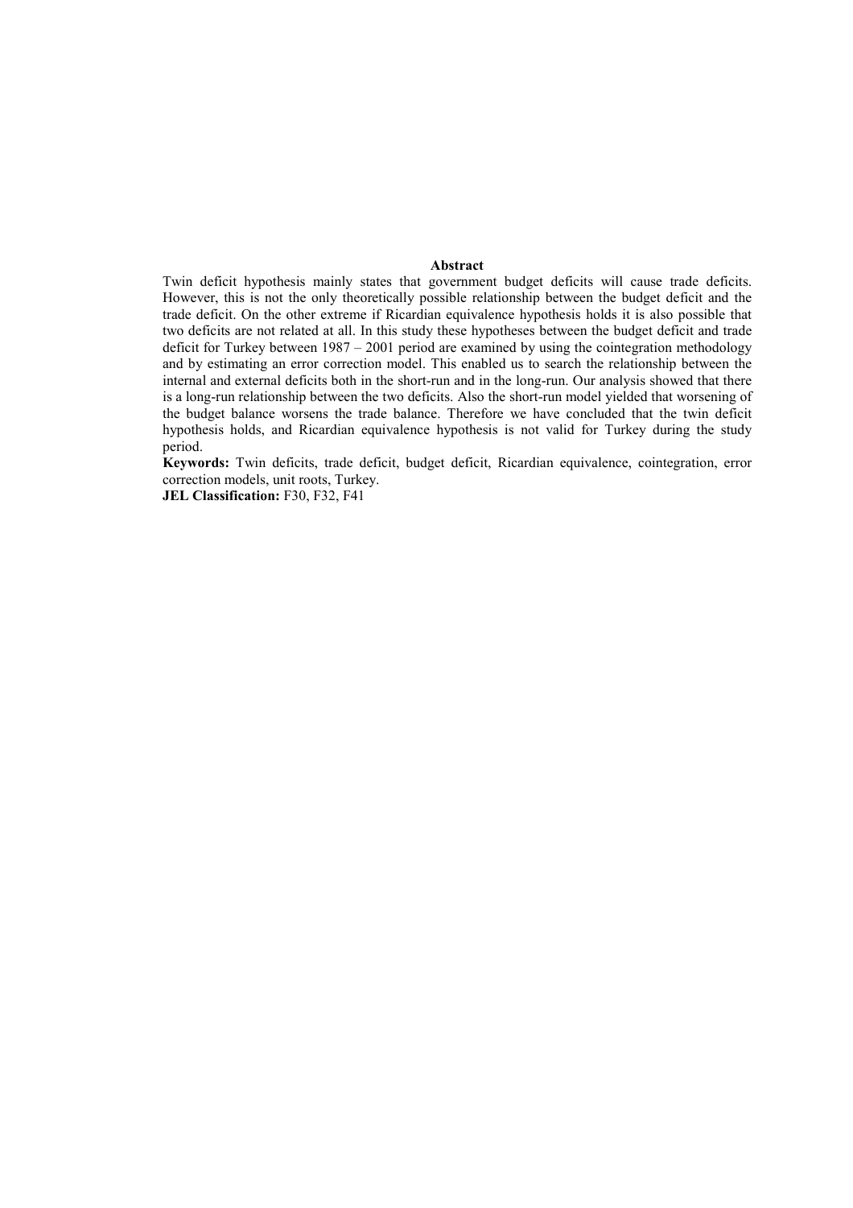**Abstract**

Twin deficit hypothesis mainly states that government budget deficits will cause trade deficits. However, this is not the only theoretically possible relationship between the budget deficit and the trade deficit. On the other extreme if Ricardian equivalence hypothesis holds it is also possible that two deficits are not related at all. In this study these hypotheses between the budget deficit and trade deficit for Turkey between 1987 – 2001 period are examined by using the cointegration methodology and by estimating an error correction model. This enabled us to search the relationship between the internal and external deficits both in the short-run and in the long-run. Our analysis showed that there is a long-run relationship between the two deficits. Also the short-run model yielded that worsening of the budget balance worsens the trade balance. Therefore we have concluded that the twin deficit hypothesis holds, and Ricardian equivalence hypothesis is not valid for Turkey during the study period.

**Keywords:** Twin deficits, trade deficit, budget deficit, Ricardian equivalence, cointegration, error correction models, unit roots, Turkey.

**JEL Classification:** F30, F32, F41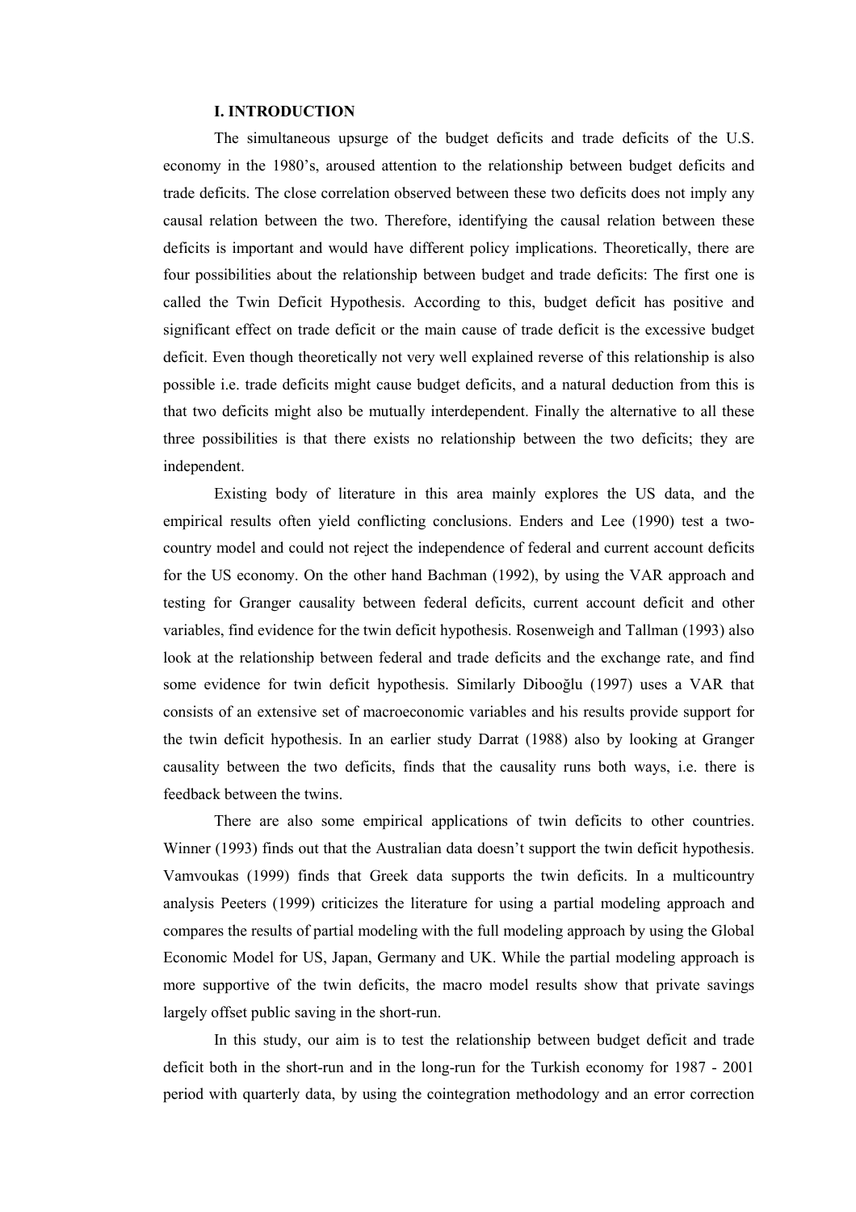## I. INTRODUCTION

The simultaneous upsurge of the budget deficits and trade deficits of the U.S. economy in the 1980's, aroused attention to the relationship between budget deficits and trade deficits. The close correlation observed between these two deficits does not imply any causal relation between the two. Therefore, identifying the causal relation between these deficits is important and would have different policy implications. Theoretically, there are four possibilities about the relationship between budget and trade deficits: The first one is called the Twin Deficit Hypothesis. According to this, budget deficit has positive and significant effect on trade deficit or the main cause of trade deficit is the excessive budget deficit. Even though theoretically not very well explained reverse of this relationship is also possible i.e. trade deficits might cause budget deficits, and a natural deduction from this is that two deficits might also be mutually interdependent. Finally the alternative to all these three possibilities is that there exists no relationship between the two deficits; they are independent.

Existing body of literature in this area mainly explores the US data, and the empirical results often yield conflicting conclusions. Enders and Lee (1990) test a two-country model and could not reject the independence of federal and current account deficits for the US economy. On the other hand Bachman (1992), by using the VAR approach and testing for Granger causality between federal deficits, current account deficit and other variables, find evidence for the twin deficit hypothesis. Rosenweigh and Tallman (1993) also look at the relationship between federal and trade deficits and the exchange rate, and find some evidence for twin deficit hypothesis. Similarly Dibooğlu (1997) uses a VAR that consists of an extensive set of macroeconomic variables and his results provide support for the twin deficit hypothesis. In an earlier study Darrat (1988) also by looking at Granger causality between the two deficits, finds that the causality runs both ways, i.e. there is feedback between the twins.

There are also some empirical applications of twin deficits to other countries. Winner (1993) finds out that the Australian data doesn't support the twin deficit hypothesis. Vamvoukas (1999) finds that Greek data supports the twin deficits. In a multicountry analysis Peeters (1999) criticizes the literature for using a partial modeling approach and compares the results of partial modeling with the full modeling approach by using the Global Economic Model for US, Japan, Germany and UK. While the partial modeling approach is more supportive of the twin deficits, the macro model results show that private savings largely offset public saving in the short-run.

In this study, our aim is to test the relationship between budget deficit and trade deficit both in the short-run and in the long-run for the Turkish economy for 1987 - 2001 period with quarterly data, by using the cointegration methodology and an error correction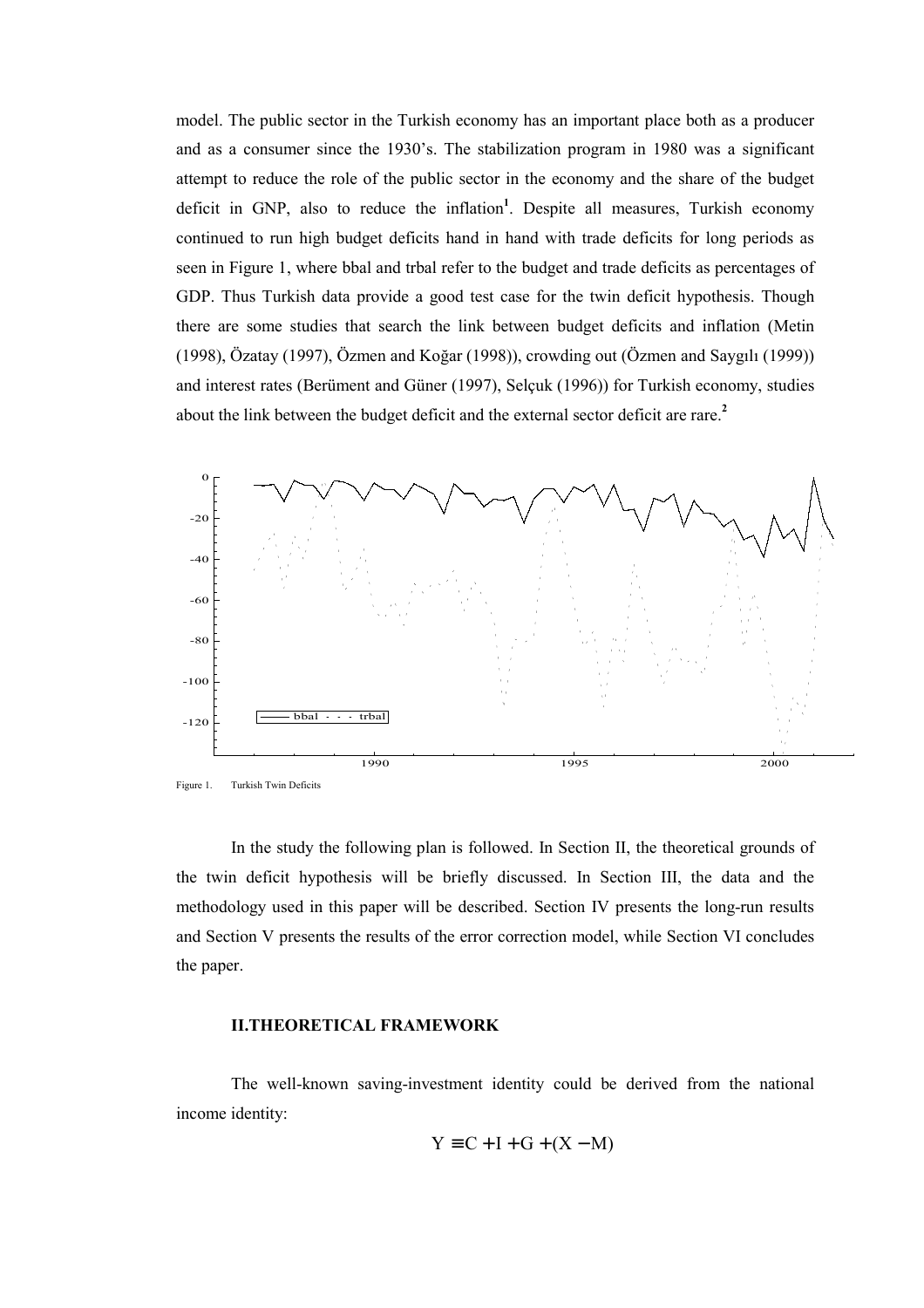model. The public sector in the Turkish economy has an important place both as a producer and as a consumer since the 1930's. The stabilization program in 1980 was a significant attempt to reduce the role of the public sector in the economy and the share of the budget deficit in GNP, also to reduce the inflation[1]. Despite all measures, Turkish economy continued to run high budget deficits hand in hand with trade deficits for long periods as seen in Figure 1, where bbal and trbal refer to the budget and trade deficits as percentages of GDP. Thus Turkish data provide a good test case for the twin deficit hypothesis. Though there are some studies that search the link between budget deficits and inflation (Metin (1998), Özatay (1997), Özmen and Koğar (1998)), crowding out (Özmen and Saygılı (1999)) and interest rates (Berüment and Güner (1997), Selçuk (1996)) for Turkish economy, studies about the link between the budget deficit and the external sector deficit are rare.[2]

Figure 1. Turkish Twin Deficits

In the study the following plan is followed. In Section II, the theoretical grounds of the twin deficit hypothesis will be briefly discussed. In Section III, the data and the methodology used in this paper will be described. Section IV presents the long-run results and Section V presents the results of the error correction model, while Section VI concludes the paper.

## II.THEORETICAL FRAMEWORK

The well-known saving-investment identity could be derived from the national income identity:

$$Y \equiv C + I + G + (X - M)$$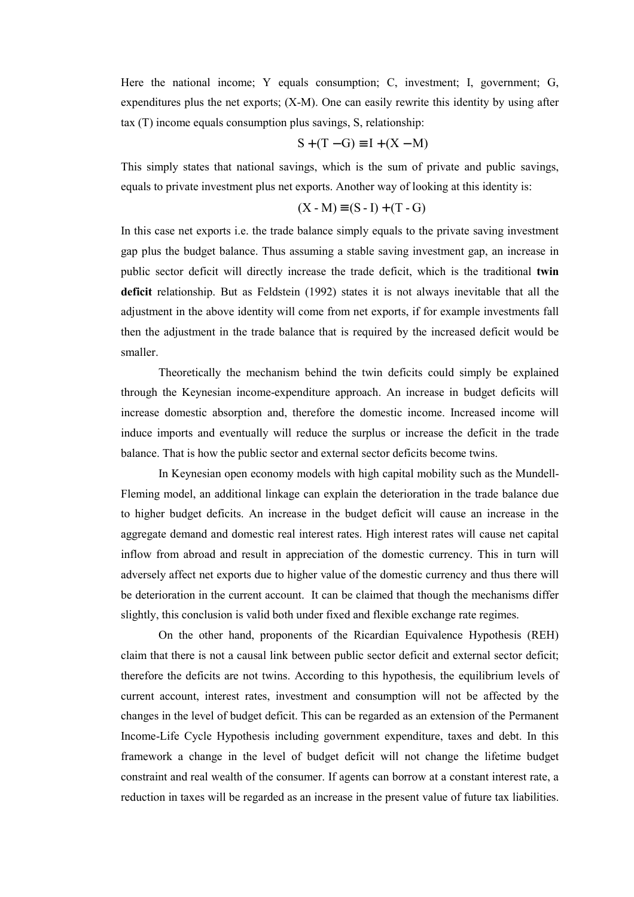Here the national income; Y equals consumption; C, investment; I, government; G, expenditures plus the net exports; (X-M). One can easily rewrite this identity by using after tax (T) income equals consumption plus savings, S, relationship:

$$S + (T - G) \equiv I + (X - M)$$

This simply states that national savings, which is the sum of private and public savings, equals to private investment plus net exports. Another way of looking at this identity is:

$$(X - M) \equiv (S - I) + (T - G)$$

In this case net exports i.e. the trade balance simply equals to the private saving investment gap plus the budget balance. Thus assuming a stable saving investment gap, an increase in public sector deficit will directly increase the trade deficit, which is the traditional **twin deficit** relationship. But as Feldstein (1992) states it is not always inevitable that all the adjustment in the above identity will come from net exports, if for example investments fall then the adjustment in the trade balance that is required by the increased deficit would be smaller.

Theoretically the mechanism behind the twin deficits could simply be explained through the Keynesian income-expenditure approach. An increase in budget deficits will increase domestic absorption and, therefore the domestic income. Increased income will induce imports and eventually will reduce the surplus or increase the deficit in the trade balance. That is how the public sector and external sector deficits become twins.

In Keynesian open economy models with high capital mobility such as the Mundell-Fleming model, an additional linkage can explain the deterioration in the trade balance due to higher budget deficits. An increase in the budget deficit will cause an increase in the aggregate demand and domestic real interest rates. High interest rates will cause net capital inflow from abroad and result in appreciation of the domestic currency. This in turn will adversely affect net exports due to higher value of the domestic currency and thus there will be deterioration in the current account. It can be claimed that though the mechanisms differ slightly, this conclusion is valid both under fixed and flexible exchange rate regimes.

On the other hand, proponents of the Ricardian Equivalence Hypothesis (REH) claim that there is not a causal link between public sector deficit and external sector deficit; therefore the deficits are not twins. According to this hypothesis, the equilibrium levels of current account, interest rates, investment and consumption will not be affected by the changes in the level of budget deficit. This can be regarded as an extension of the Permanent Income-Life Cycle Hypothesis including government expenditure, taxes and debt. In this framework a change in the level of budget deficit will not change the lifetime budget constraint and real wealth of the consumer. If agents can borrow at a constant interest rate, a reduction in taxes will be regarded as an increase in the present value of future tax liabilities.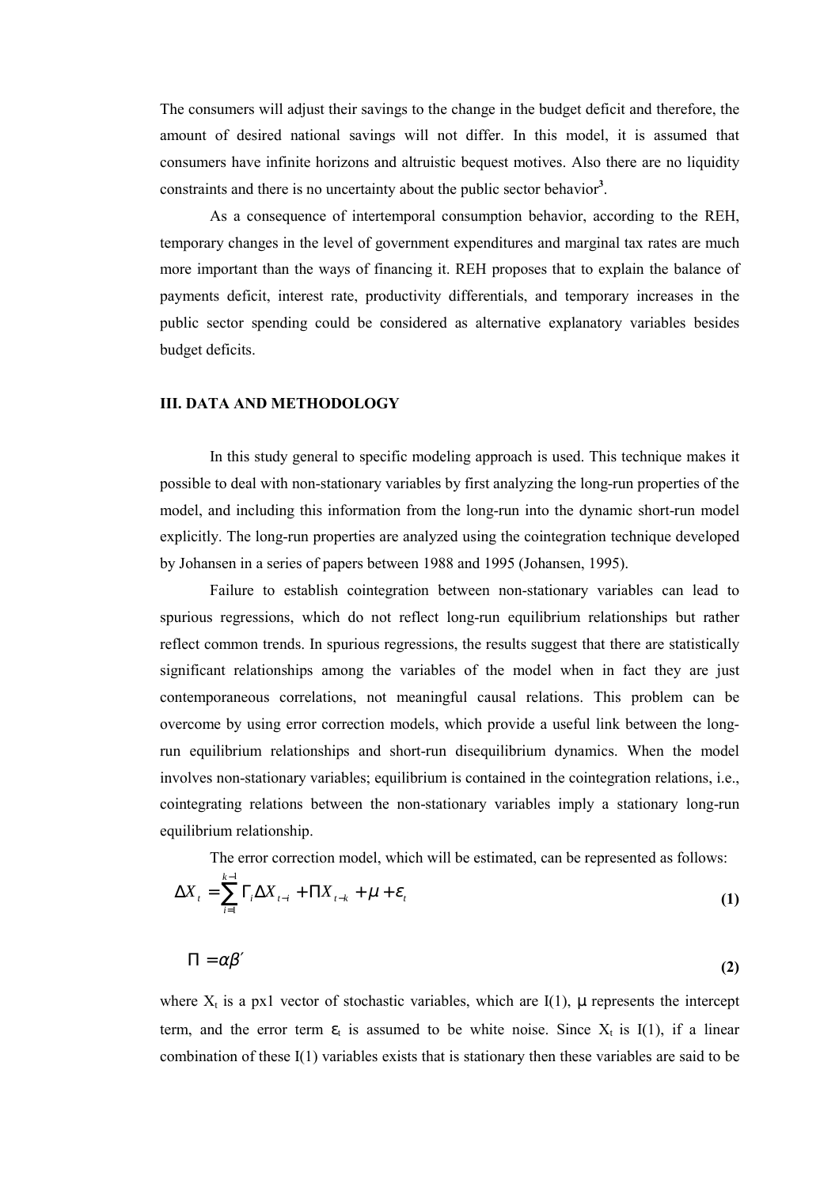The consumers will adjust their savings to the change in the budget deficit and therefore, the amount of desired national savings will not differ. In this model, it is assumed that consumers have infinite horizons and altruistic bequest motives. Also there are no liquidity constraints and there is no uncertainty about the public sector behavior[3].

As a consequence of intertemporal consumption behavior, according to the REH, temporary changes in the level of government expenditures and marginal tax rates are much more important than the ways of financing it. REH proposes that to explain the balance of payments deficit, interest rate, productivity differentials, and temporary increases in the public sector spending could be considered as alternative explanatory variables besides budget deficits.

## III. DATA AND METHODOLOGY

In this study general to specific modeling approach is used. This technique makes it possible to deal with non-stationary variables by first analyzing the long-run properties of the model, and including this information from the long-run into the dynamic short-run model explicitly. The long-run properties are analyzed using the cointegration technique developed by Johansen in a series of papers between 1988 and 1995 (Johansen, 1995).

Failure to establish cointegration between non-stationary variables can lead to spurious regressions, which do not reflect long-run equilibrium relationships but rather reflect common trends. In spurious regressions, the results suggest that there are statistically significant relationships among the variables of the model when in fact they are just contemporaneous correlations, not meaningful causal relations. This problem can be overcome by using error correction models, which provide a useful link between the long-run equilibrium relationships and short-run disequilibrium dynamics. When the model involves non-stationary variables; equilibrium is contained in the cointegration relations, i.e., cointegrating relations between the non-stationary variables imply a stationary long-run equilibrium relationship.

The error correction model, which will be estimated, can be represented as follows:

$$\Delta X_t = \sum_{i=1}^{k-1} \Gamma_i \Delta X_{t-i} + \Pi X_{t-k} + \mu + \varepsilon_t \tag{1}$$

$$\Pi = \alpha \beta' \tag{2}$$

where $X_t$ is a px1 vector of stochastic variables, which are I(1), $\mu$ represents the intercept term, and the error term $\varepsilon_t$ is assumed to be white noise. Since $X_t$ is I(1), if a linear combination of these I(1) variables exists that is stationary then these variables are said to be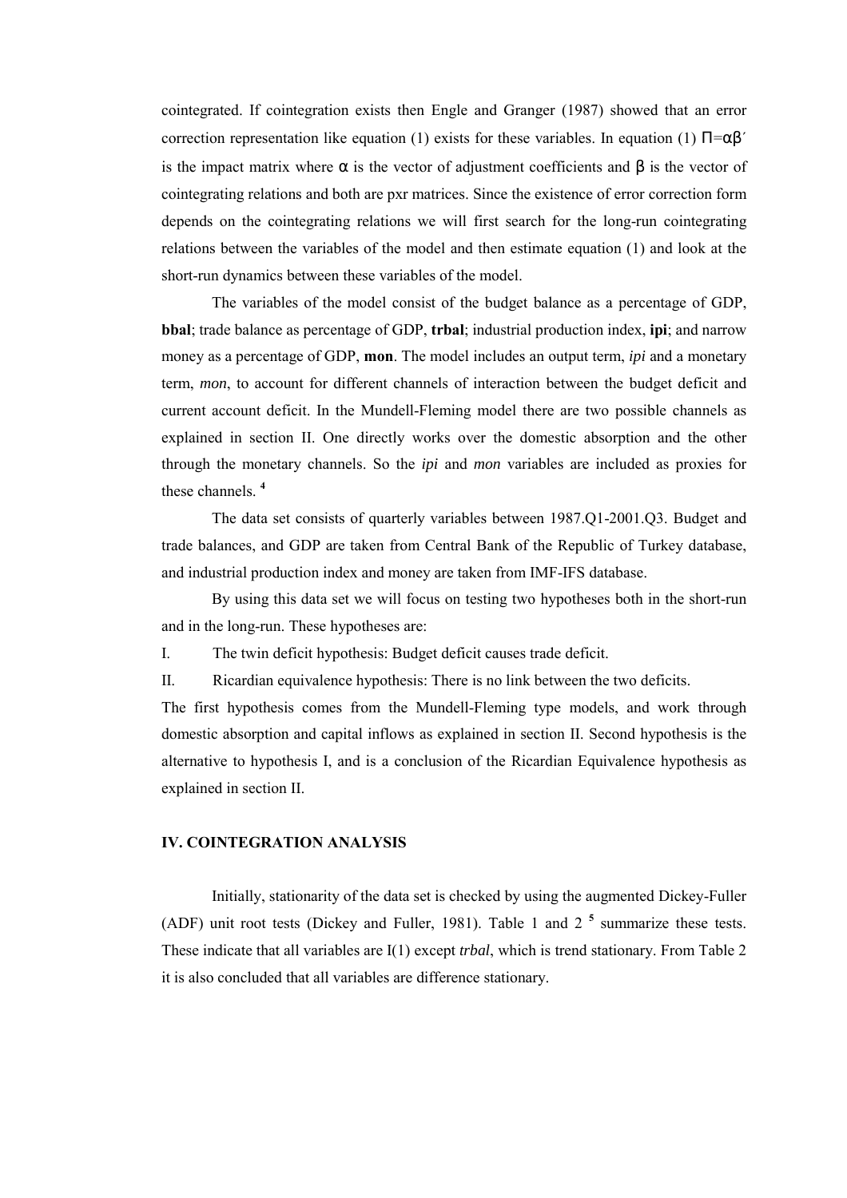cointegrated. If cointegration exists then Engle and Granger (1987) showed that an error correction representation like equation (1) exists for these variables. In equation (1) $\Pi=\alpha\beta'$ is the impact matrix where $\alpha$ is the vector of adjustment coefficients and $\beta$ is the vector of cointegrating relations and both are pxr matrices. Since the existence of error correction form depends on the cointegrating relations we will first search for the long-run cointegrating relations between the variables of the model and then estimate equation (1) and look at the short-run dynamics between these variables of the model.

The variables of the model consist of the budget balance as a percentage of GDP, **bbal**; trade balance as percentage of GDP, **trbal**; industrial production index, **ipi**; and narrow money as a percentage of GDP, **mon**. The model includes an output term, *ipi* and a monetary term, *mon*, to account for different channels of interaction between the budget deficit and current account deficit. In the Mundell-Fleming model there are two possible channels as explained in section II. One directly works over the domestic absorption and the other through the monetary channels. So the *ipi* and *mon* variables are included as proxies for these channels. [4]

The data set consists of quarterly variables between 1987.Q1-2001.Q3. Budget and trade balances, and GDP are taken from Central Bank of the Republic of Turkey database, and industrial production index and money are taken from IMF-IFS database.

By using this data set we will focus on testing two hypotheses both in the short-run and in the long-run. These hypotheses are:

I. The twin deficit hypothesis: Budget deficit causes trade deficit.

II. Ricardian equivalence hypothesis: There is no link between the two deficits.

The first hypothesis comes from the Mundell-Fleming type models, and work through domestic absorption and capital inflows as explained in section II. Second hypothesis is the alternative to hypothesis I, and is a conclusion of the Ricardian Equivalence hypothesis as explained in section II.

## IV. COINTEGRATION ANALYSIS

Initially, stationarity of the data set is checked by using the augmented Dickey-Fuller (ADF) unit root tests (Dickey and Fuller, 1981). Table 1 and 2 [5] summarize these tests. These indicate that all variables are I(1) except *trbal*, which is trend stationary. From Table 2 it is also concluded that all variables are difference stationary.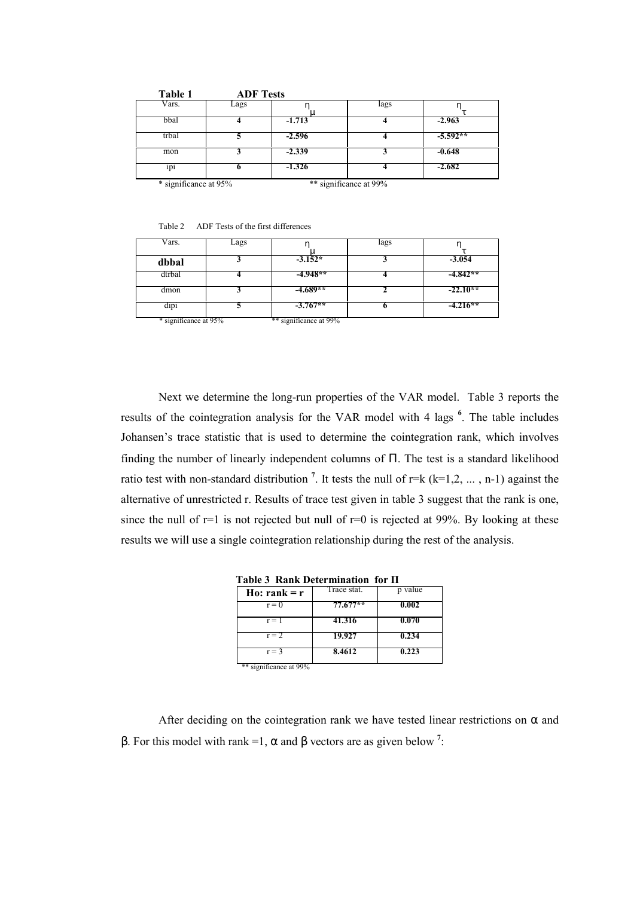**Table 1 ADF Tests**

| Vars. | Lags | $\eta_\mu$ | lags | $\eta_\tau$ |
|---|---|---|---|---|
| bbal | **4** | **-1.713** | **4** | **-2.963** |
| trbal | **5** | **-2.596** | **4** | **-5.592**** |
| mon | **3** | **-2.339** | **3** | **-0.648** |
| ipi | **6** | **-1.326** | **4** | **-2.682** |

* significance at 95% ** significance at 99%

Table 2 ADF Tests of the first differences

| Vars. | Lags | $\eta_\mu$ | lags | $\eta_\tau$ |
|---|---|---|---|---|
| **dbbal** | **3** | **-3.152*** | **3** | **-3.054** |
| dtrbal | **4** | **-4.948**** | **4** | **-4.842**** |
| dmon | **3** | **-4.689**** | **2** | **-22.10**** |
| dipi | **5** | **-3.767**** | **6** | **-4.216**** |

* significance at 95% ** significance at 99%

Next we determine the long-run properties of the VAR model. Table 3 reports the results of the cointegration analysis for the VAR model with 4 lags [6]. The table includes Johansen's trace statistic that is used to determine the cointegration rank, which involves finding the number of linearly independent columns of $\Pi$. The test is a standard likelihood ratio test with non-standard distribution [7]. It tests the null of r=k (k=1,2, ... , n-1) against the alternative of unrestricted r. Results of trace test given in table 3 suggest that the rank is one, since the null of r=1 is not rejected but null of r=0 is rejected at 99%. By looking at these results we will use a single cointegration relationship during the rest of the analysis.

**Table 3 Rank Determination for Π**

| **Ho: rank = r** | Trace stat. | p value |
|---|---|---|
| r = 0 | **77.677**** | **0.002** |
| r = 1 | **41.316** | **0.070** |
| r = 2 | **19.927** | **0.234** |
| r = 3 | **8.4612** | **0.223** |

** significance at 99%

After deciding on the cointegration rank we have tested linear restrictions on $\alpha$ and $\beta$. For this model with rank =1, $\alpha$ and $\beta$ vectors are as given below [7]: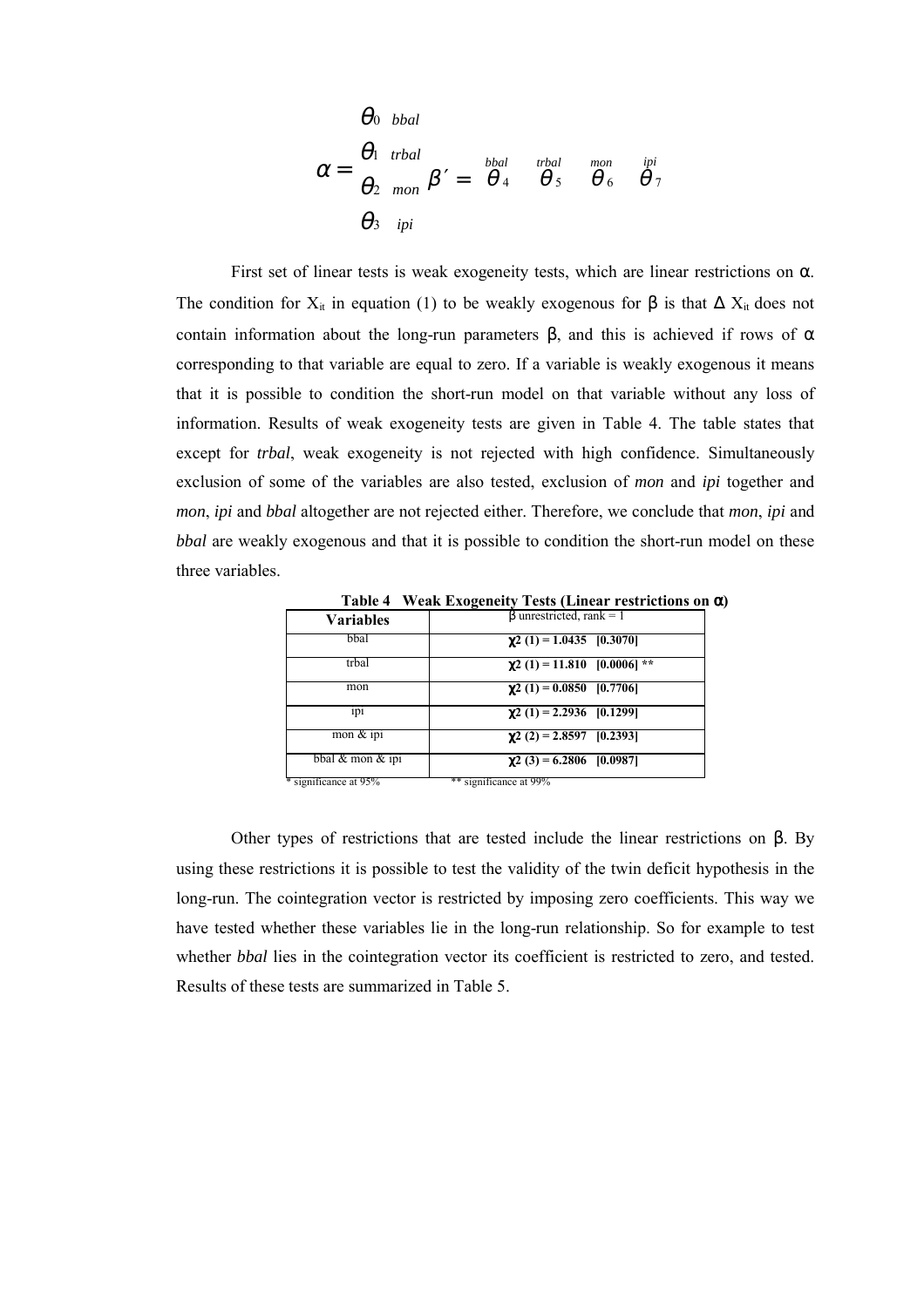$$\alpha = \begin{matrix} \theta_0 & bbal \\ \theta_1 & trbal \\ \theta_2 & mon \\ \theta_3 & ipi \end{matrix} \quad \beta' = \begin{matrix} bbal & trbal & mon & ipi \\ \theta_4 & \theta_5 & \theta_6 & \theta_7 \end{matrix}$$

First set of linear tests is weak exogeneity tests, which are linear restrictions on $\alpha$. The condition for $X_{it}$ in equation (1) to be weakly exogenous for $\beta$ is that $\Delta X_{it}$ does not contain information about the long-run parameters $\beta$, and this is achieved if rows of $\alpha$ corresponding to that variable are equal to zero. If a variable is weakly exogenous it means that it is possible to condition the short-run model on that variable without any loss of information. Results of weak exogeneity tests are given in Table 4. The table states that except for *trbal*, weak exogeneity is not rejected with high confidence. Simultaneously exclusion of some of the variables are also tested, exclusion of *mon* and *ipi* together and *mon*, *ipi* and *bbal* altogether are not rejected either. Therefore, we conclude that *mon*, *ipi* and *bbal* are weakly exogenous and that it is possible to condition the short-run model on these three variables.

**Table 4 Weak Exogeneity Tests (Linear restrictions on $\alpha$)**

| **Variables** | $\beta$ unrestricted, rank = 1 |
|---|---|
| bbal | **$\chi^2$ (1) = 1.0435 [0.3070]** |
| trbal | **$\chi^2$ (1) = 11.810 [0.0006] \*\*** |
| mon | **$\chi^2$ (1) = 0.0850 [0.7706]** |
| ipi | **$\chi^2$ (1) = 2.2936 [0.1299]** |
| mon & ipi | **$\chi^2$ (2) = 2.8597 [0.2393]** |
| bbal & mon & ipi | **$\chi^2$ (3) = 6.2806 [0.0987]** |

\* significance at 95% \*\* significance at 99%

Other types of restrictions that are tested include the linear restrictions on $\beta$. By using these restrictions it is possible to test the validity of the twin deficit hypothesis in the long-run. The cointegration vector is restricted by imposing zero coefficients. This way we have tested whether these variables lie in the long-run relationship. So for example to test whether *bbal* lies in the cointegration vector its coefficient is restricted to zero, and tested. Results of these tests are summarized in Table 5.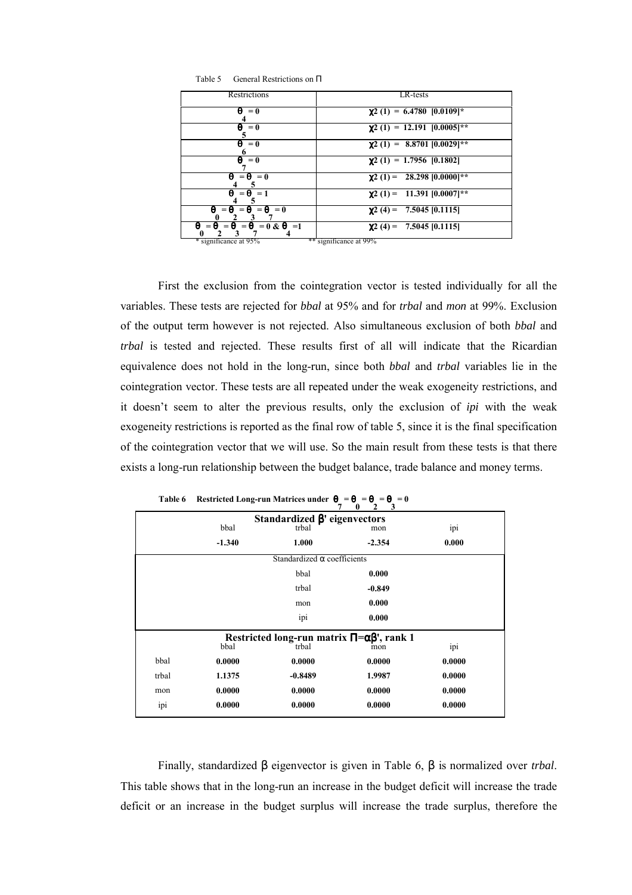Table 5 General Restrictions on $\Pi$

| Restrictions | LR-tests |
|---|---|
| $\theta_4 = 0$ | $\chi^2(1) = 6.4780\ [0.0109]^*$ |
| $\theta_5 = 0$ | $\chi^2(1) = 12.191\ [0.0005]^{**}$ |
| $\theta_6 = 0$ | $\chi^2(1) = 8.8701\ [0.0029]^{**}$ |
| $\theta_7 = 0$ | $\chi^2(1) = 1.7956\ [0.1802]$ |
| $\theta_4 = \theta_5 = 0$ | $\chi^2(1) = 28.298\ [0.0000]^{**}$ |
| $\theta_4 = \theta_5 = 1$ | $\chi^2(1) = 11.391\ [0.0007]^{**}$ |
| $\theta_0 = \theta_2 = \theta_3 = \theta_7 = 0$ | $\chi^2(4) = 7.5045\ [0.1115]$ |
| $\theta_0 = \theta_2 = \theta_3 = \theta_7 = 0\ \&\ \theta_4 = 1$ | $\chi^2(4) = 7.5045\ [0.1115]$ |

\* significance at 95% ** significance at 99%

First the exclusion from the cointegration vector is tested individually for all the variables. These tests are rejected for *bbal* at 95% and for *trbal* and *mon* at 99%. Exclusion of the output term however is not rejected. Also simultaneous exclusion of both *bbal* and *trbal* is tested and rejected. These results first of all will indicate that the Ricardian equivalence does not hold in the long-run, since both *bbal* and *trbal* variables lie in the cointegration vector. These tests are all repeated under the weak exogeneity restrictions, and it doesn't seem to alter the previous results, only the exclusion of *ipi* with the weak exogeneity restrictions is reported as the final row of table 5, since it is the final specification of the cointegration vector that we will use. So the main result from these tests is that there exists a long-run relationship between the budget balance, trade balance and money terms.

**Table 6 Restricted Long-run Matrices under $\theta_7 = \theta_0 = \theta_2 = \theta_3 = 0$**

| | bbal | trbal | mon | ipi |
|---|---|---|---|---|
| **Standardized $\beta'$ eigenvectors** | | | | |
| | **-1.340** | **1.000** | **-2.354** | **0.000** |
| Standardized $\alpha$ coefficients | | | | |
| | | bbal | **0.000** | |
| | | trbal | **-0.849** | |
| | | mon | **0.000** | |
| | | ipi | **0.000** | |
| **Restricted long-run matrix $\Pi = \alpha\beta'$, rank 1** | | | | |
| | bbal | trbal | mon | ipi |
| bbal | **0.0000** | **0.0000** | **0.0000** | **0.0000** |
| trbal | **1.1375** | **-0.8489** | **1.9987** | **0.0000** |
| mon | **0.0000** | **0.0000** | **0.0000** | **0.0000** |
| ipi | **0.0000** | **0.0000** | **0.0000** | **0.0000** |

Finally, standardized $\beta$ eigenvector is given in Table 6, $\beta$ is normalized over *trbal*. This table shows that in the long-run an increase in the budget deficit will increase the trade deficit or an increase in the budget surplus will increase the trade surplus, therefore the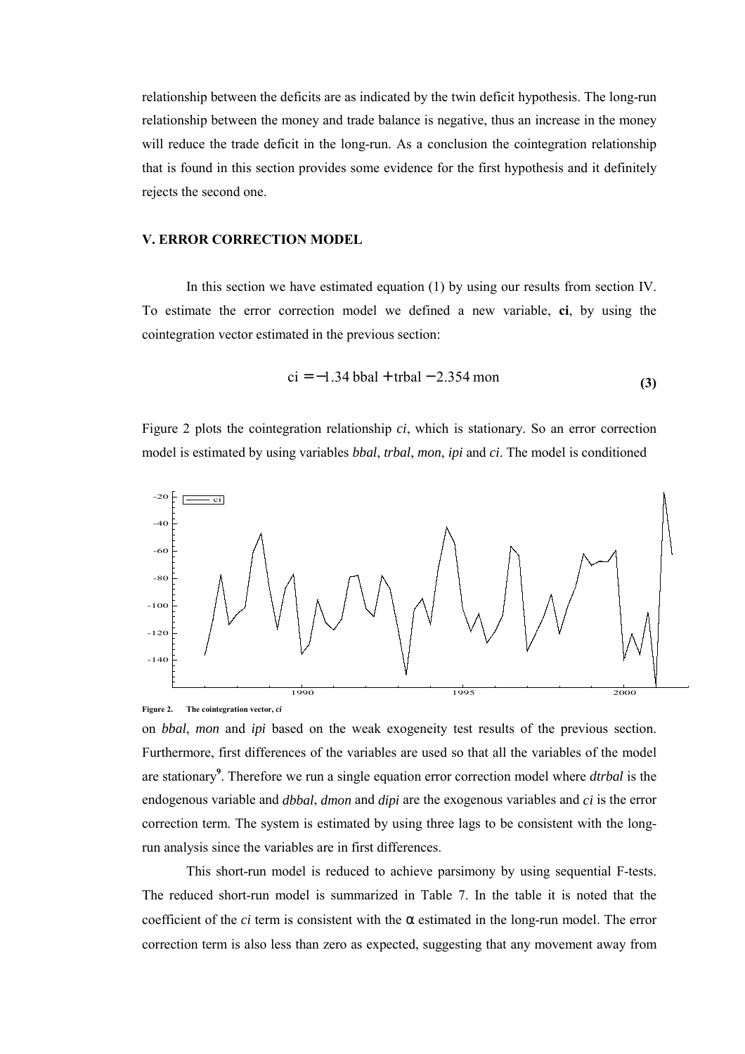relationship between the deficits are as indicated by the twin deficit hypothesis. The long-run relationship between the money and trade balance is negative, thus an increase in the money will reduce the trade deficit in the long-run. As a conclusion the cointegration relationship that is found in this section provides some evidence for the first hypothesis and it definitely rejects the second one.

## V. ERROR CORRECTION MODEL

In this section we have estimated equation (1) by using our results from section IV. To estimate the error correction model we defined a new variable, **ci**, by using the cointegration vector estimated in the previous section:

$$\text{ci} = -1.34\ \text{bbal} + \text{trbal} - 2.354\ \text{mon} \tag{3}$$

Figure 2 plots the cointegration relationship *ci*, which is stationary. So an error correction model is estimated by using variables *bbal*, *trbal*, *mon*, *ipi* and *ci*. The model is conditioned on *bbal*, *mon* and *ipi* based on the weak exogeneity test results of the previous section. Furthermore, first differences of the variables are used so that all the variables of the model are stationary[9]. Therefore we run a single equation error correction model where *dtrbal* is the endogenous variable and *dbbal*, *dmon* and *dipi* are the exogenous variables and *ci* is the error correction term. The system is estimated by using three lags to be consistent with the long-run analysis since the variables are in first differences.

**Figure 2. The cointegration vector, *ci***

This short-run model is reduced to achieve parsimony by using sequential F-tests. The reduced short-run model is summarized in Table 7. In the table it is noted that the coefficient of the *ci* term is consistent with the $\alpha$ estimated in the long-run model. The error correction term is also less than zero as expected, suggesting that any movement away from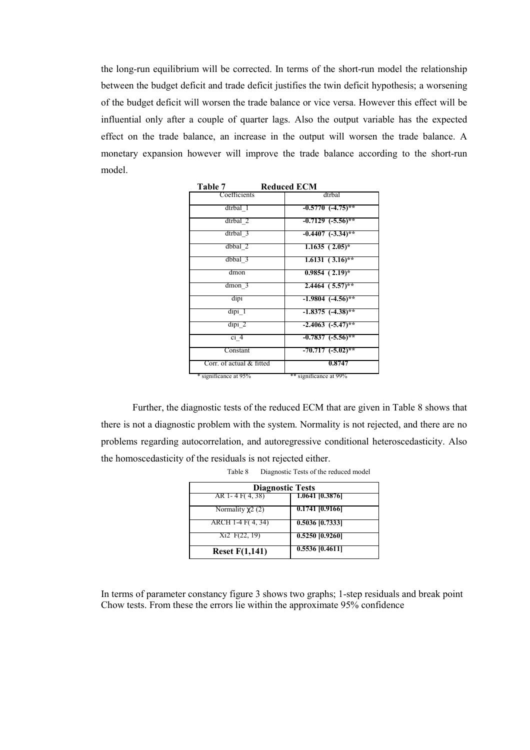the long-run equilibrium will be corrected. In terms of the short-run model the relationship between the budget deficit and trade deficit justifies the twin deficit hypothesis; a worsening of the budget deficit will worsen the trade balance or vice versa. However this effect will be influential only after a couple of quarter lags. Also the output variable has the expected effect on the trade balance, an increase in the output will worsen the trade balance. A monetary expansion however will improve the trade balance according to the short-run model.

**Table 7 Reduced ECM**

| Coefficients | dtrbal |
|---|---|
| dtrbal_1 | **-0.5770 (-4.75)**** |
| dtrbal_2 | **-0.7129 (-5.56)**** |
| dtrbal_3 | **-0.4407 (-3.34)**** |
| dbbal_2 | **1.1635 ( 2.05)*** |
| dbbal_3 | **1.6131 ( 3.16)**** |
| dmon | **0.9854 ( 2.19)*** |
| dmon_3 | **2.4464 ( 5.57)**** |
| dipi | **-1.9804 (-4.56)**** |
| dipi_1 | **-1.8375 (-4.38)**** |
| dipi_2 | **-2.4063 (-5.47)**** |
| ci_4 | **-0.7837 (-5.56)**** |
| Constant | **-70.717 (-5.02)**** |
| Corr. of actual & fitted | **0.8747** |

\* significance at 95% ** significance at 99%

Further, the diagnostic tests of the reduced ECM that are given in Table 8 shows that there is not a diagnostic problem with the system. Normality is not rejected, and there are no problems regarding autocorrelation, and autoregressive conditional heteroscedasticity. Also the homoscedasticity of the residuals is not rejected either.

Table 8 Diagnostic Tests of the reduced model

| **Diagnostic Tests** | |
|---|---|
| AR 1- 4 $F(4, 38)$ | **1.0641 [0.3876]** |
| Normality $\chi^2(2)$ | **0.1741 [0.9166]** |
| ARCH 1-4 $F(4, 34)$ | **0.5036 [0.7333]** |
| $Xi^2$ $F(22, 19)$ | **0.5250 [0.9260]** |
| **Reset $F(1,141)$** | **0.5536 [0.4611]** |

In terms of parameter constancy figure 3 shows two graphs; 1-step residuals and break point Chow tests. From these the errors lie within the approximate 95% confidence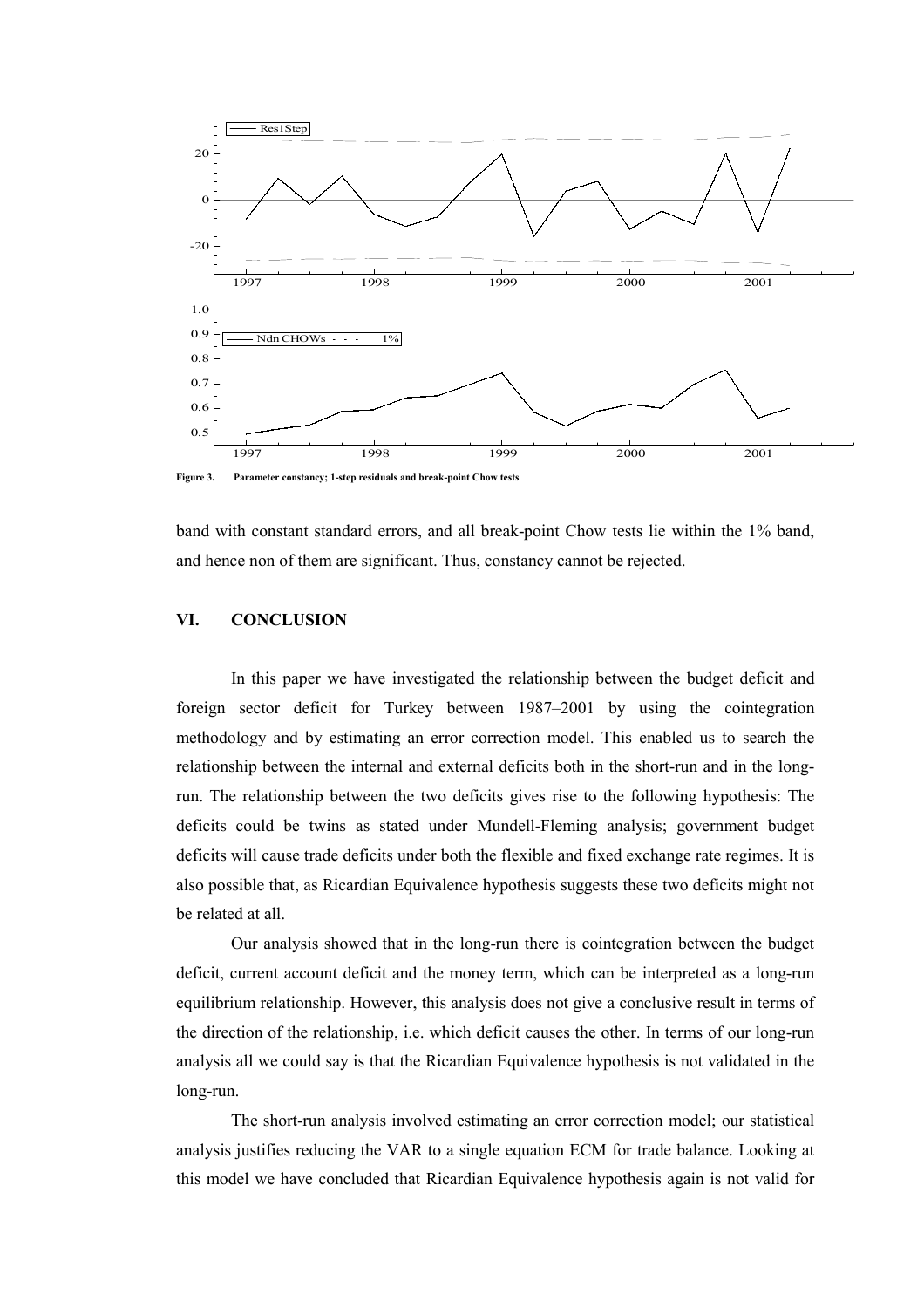Figure 3. Parameter constancy; 1-step residuals and break-point Chow tests

band with constant standard errors, and all break-point Chow tests lie within the 1% band, and hence non of them are significant. Thus, constancy cannot be rejected.

## VI. CONCLUSION

In this paper we have investigated the relationship between the budget deficit and foreign sector deficit for Turkey between 1987–2001 by using the cointegration methodology and by estimating an error correction model. This enabled us to search the relationship between the internal and external deficits both in the short-run and in the long-run. The relationship between the two deficits gives rise to the following hypothesis: The deficits could be twins as stated under Mundell-Fleming analysis; government budget deficits will cause trade deficits under both the flexible and fixed exchange rate regimes. It is also possible that, as Ricardian Equivalence hypothesis suggests these two deficits might not be related at all.

Our analysis showed that in the long-run there is cointegration between the budget deficit, current account deficit and the money term, which can be interpreted as a long-run equilibrium relationship. However, this analysis does not give a conclusive result in terms of the direction of the relationship, i.e. which deficit causes the other. In terms of our long-run analysis all we could say is that the Ricardian Equivalence hypothesis is not validated in the long-run.

The short-run analysis involved estimating an error correction model; our statistical analysis justifies reducing the VAR to a single equation ECM for trade balance. Looking at this model we have concluded that Ricardian Equivalence hypothesis again is not valid for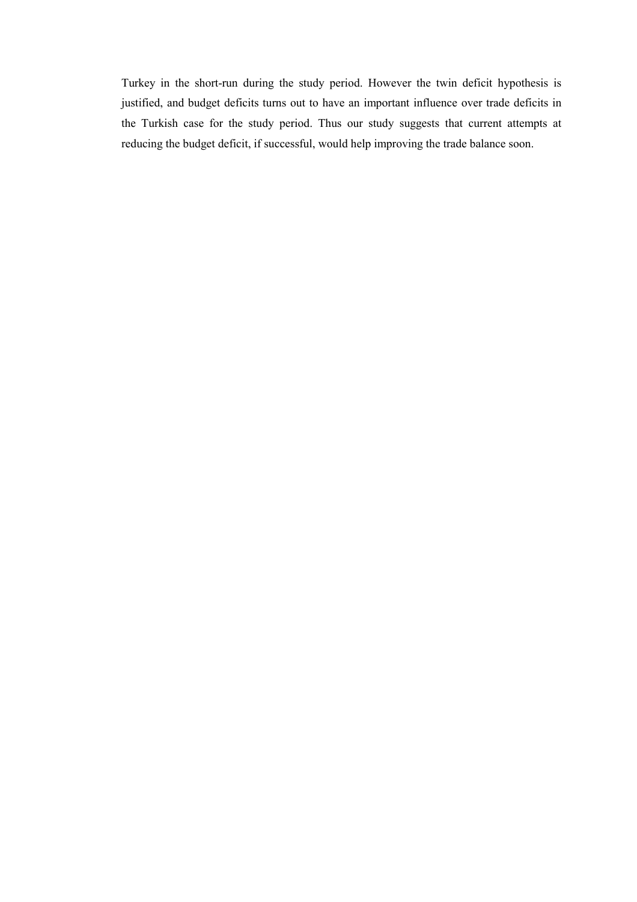Turkey in the short-run during the study period. However the twin deficit hypothesis is justified, and budget deficits turns out to have an important influence over trade deficits in the Turkish case for the study period. Thus our study suggests that current attempts at reducing the budget deficit, if successful, would help improving the trade balance soon.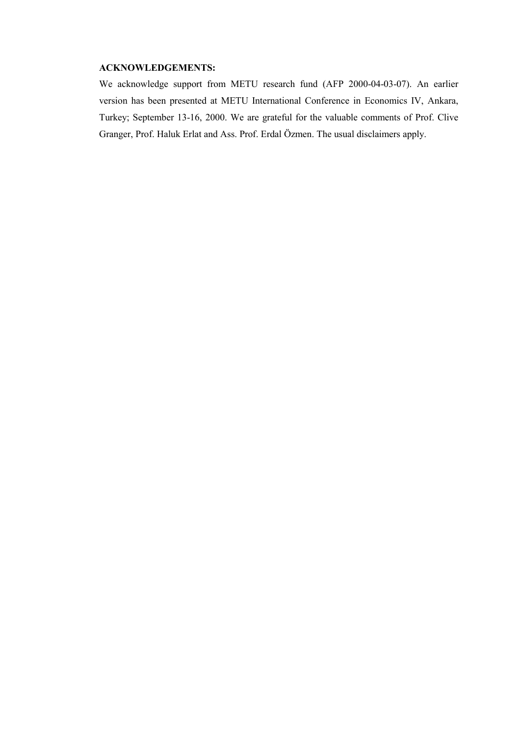**ACKNOWLEDGEMENTS:**

We acknowledge support from METU research fund (AFP 2000-04-03-07). An earlier version has been presented at METU International Conference in Economics IV, Ankara, Turkey; September 13-16, 2000. We are grateful for the valuable comments of Prof. Clive Granger, Prof. Haluk Erlat and Ass. Prof. Erdal Özmen. The usual disclaimers apply.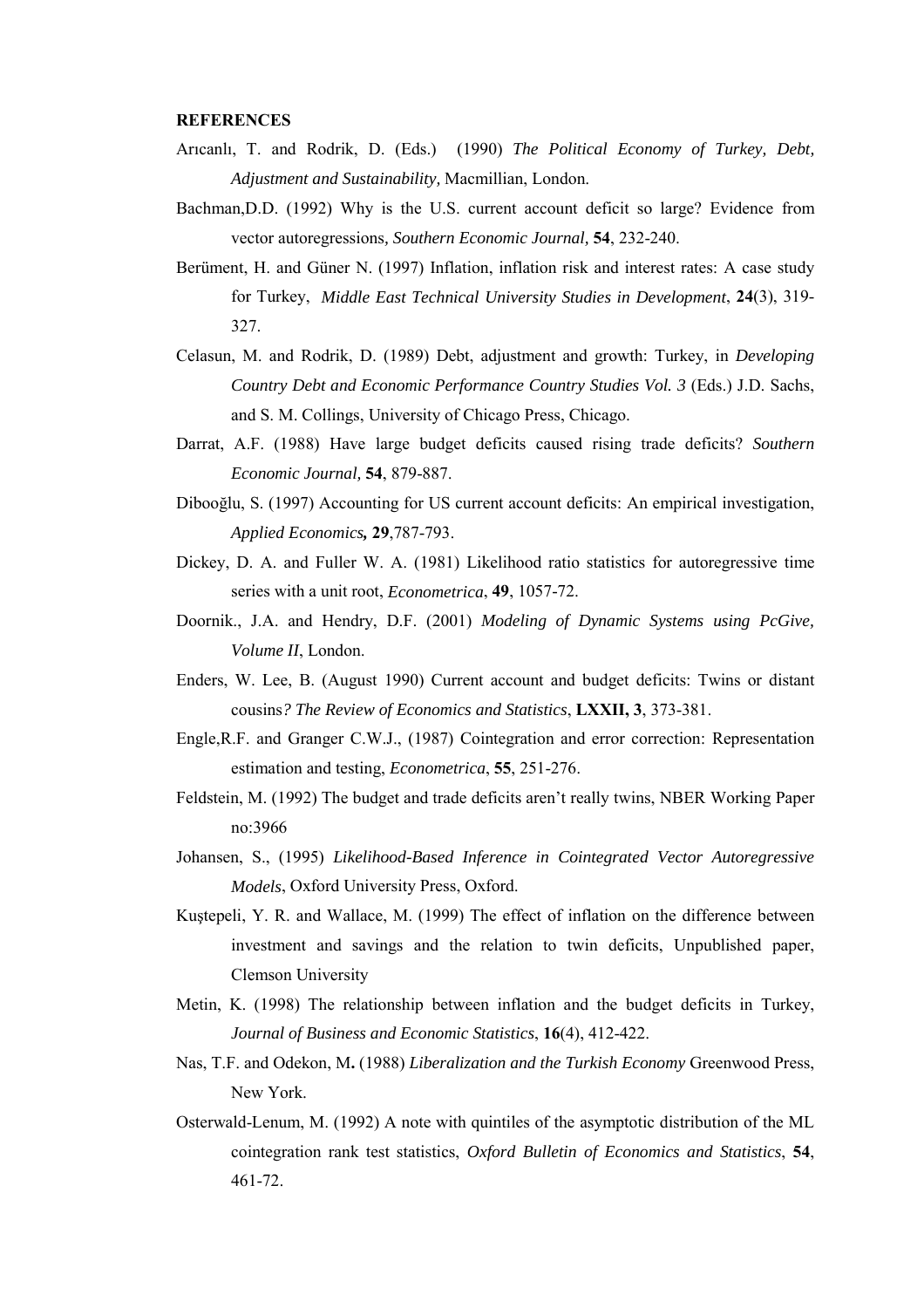**REFERENCES**

Arıcanlı, T. and Rodrik, D. (Eds.) (1990) *The Political Economy of Turkey, Debt, Adjustment and Sustainability,* Macmillian, London.

Bachman,D.D. (1992) Why is the U.S. current account deficit so large? Evidence from vector autoregressions, *Southern Economic Journal,* **54**, 232-240.

Berüment, H. and Güner N. (1997) Inflation, inflation risk and interest rates: A case study for Turkey, *Middle East Technical University Studies in Development*, **24**(3), 319-327.

Celasun, M. and Rodrik, D. (1989) Debt, adjustment and growth: Turkey, in *Developing Country Debt and Economic Performance Country Studies Vol. 3* (Eds.) J.D. Sachs, and S. M. Collings, University of Chicago Press, Chicago.

Darrat, A.F. (1988) Have large budget deficits caused rising trade deficits? *Southern Economic Journal,* **54**, 879-887.

Dibooğlu, S. (1997) Accounting for US current account deficits: An empirical investigation, *Applied Economics***,** **29**,787-793.

Dickey, D. A. and Fuller W. A. (1981) Likelihood ratio statistics for autoregressive time series with a unit root, *Econometrica*, **49**, 1057-72.

Doornik., J.A. and Hendry, D.F. (2001) *Modeling of Dynamic Systems using PcGive, Volume II*, London.

Enders, W. Lee, B. (August 1990) Current account and budget deficits: Twins or distant cousins*? The Review of Economics and Statistics*, **LXXII, 3**, 373-381.

Engle,R.F. and Granger C.W.J., (1987) Cointegration and error correction: Representation estimation and testing, *Econometrica*, **55**, 251-276.

Feldstein, M. (1992) The budget and trade deficits aren't really twins, NBER Working Paper no:3966

Johansen, S., (1995) *Likelihood-Based Inference in Cointegrated Vector Autoregressive Models*, Oxford University Press, Oxford.

Kuştepeli, Y. R. and Wallace, M. (1999) The effect of inflation on the difference between investment and savings and the relation to twin deficits, Unpublished paper, Clemson University

Metin, K. (1998) The relationship between inflation and the budget deficits in Turkey, *Journal of Business and Economic Statistics*, **16**(4), 412-422.

Nas, T.F. and Odekon, M**.** (1988) *Liberalization and the Turkish Economy* Greenwood Press, New York.

Osterwald-Lenum, M. (1992) A note with quintiles of the asymptotic distribution of the ML cointegration rank test statistics, *Oxford Bulletin of Economics and Statistics*, **54**, 461-72.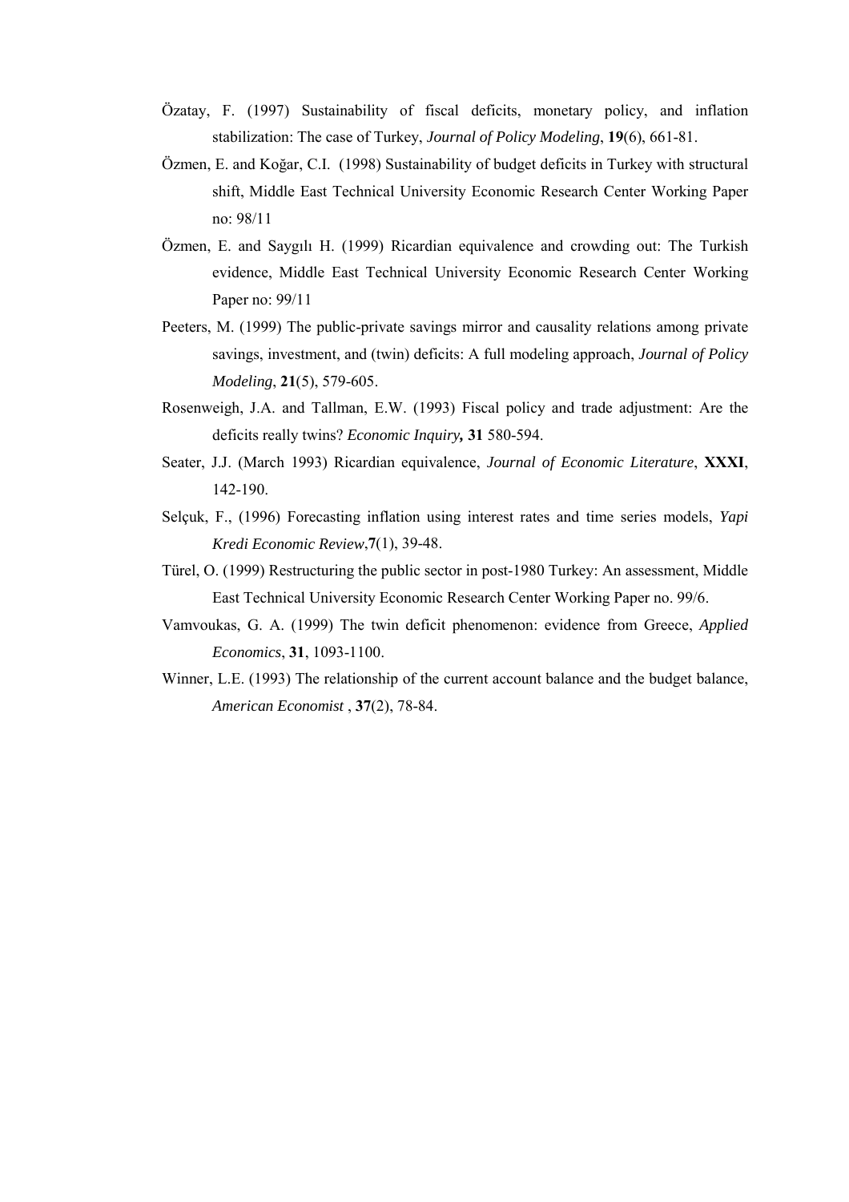Özatay, F. (1997) Sustainability of fiscal deficits, monetary policy, and inflation stabilization: The case of Turkey, *Journal of Policy Modeling*, **19**(6), 661-81.

Özmen, E. and Koğar, C.I. (1998) Sustainability of budget deficits in Turkey with structural shift, Middle East Technical University Economic Research Center Working Paper no: 98/11

Özmen, E. and Saygılı H. (1999) Ricardian equivalence and crowding out: The Turkish evidence, Middle East Technical University Economic Research Center Working Paper no: 99/11

Peeters, M. (1999) The public-private savings mirror and causality relations among private savings, investment, and (twin) deficits: A full modeling approach, *Journal of Policy Modeling*, **21**(5), 579-605.

Rosenweigh, J.A. and Tallman, E.W. (1993) Fiscal policy and trade adjustment: Are the deficits really twins? *Economic Inquiry,* **31** 580-594.

Seater, J.J. (March 1993) Ricardian equivalence, *Journal of Economic Literature*, **XXXI**, 142-190.

Selçuk, F., (1996) Forecasting inflation using interest rates and time series models, *Yapi Kredi Economic Review*,**7**(1), 39-48.

Türel, O. (1999) Restructuring the public sector in post-1980 Turkey: An assessment, Middle East Technical University Economic Research Center Working Paper no. 99/6.

Vamvoukas, G. A. (1999) The twin deficit phenomenon: evidence from Greece, *Applied Economics*, **31**, 1093-1100.

Winner, L.E. (1993) The relationship of the current account balance and the budget balance, *American Economist* , **37**(2), 78-84.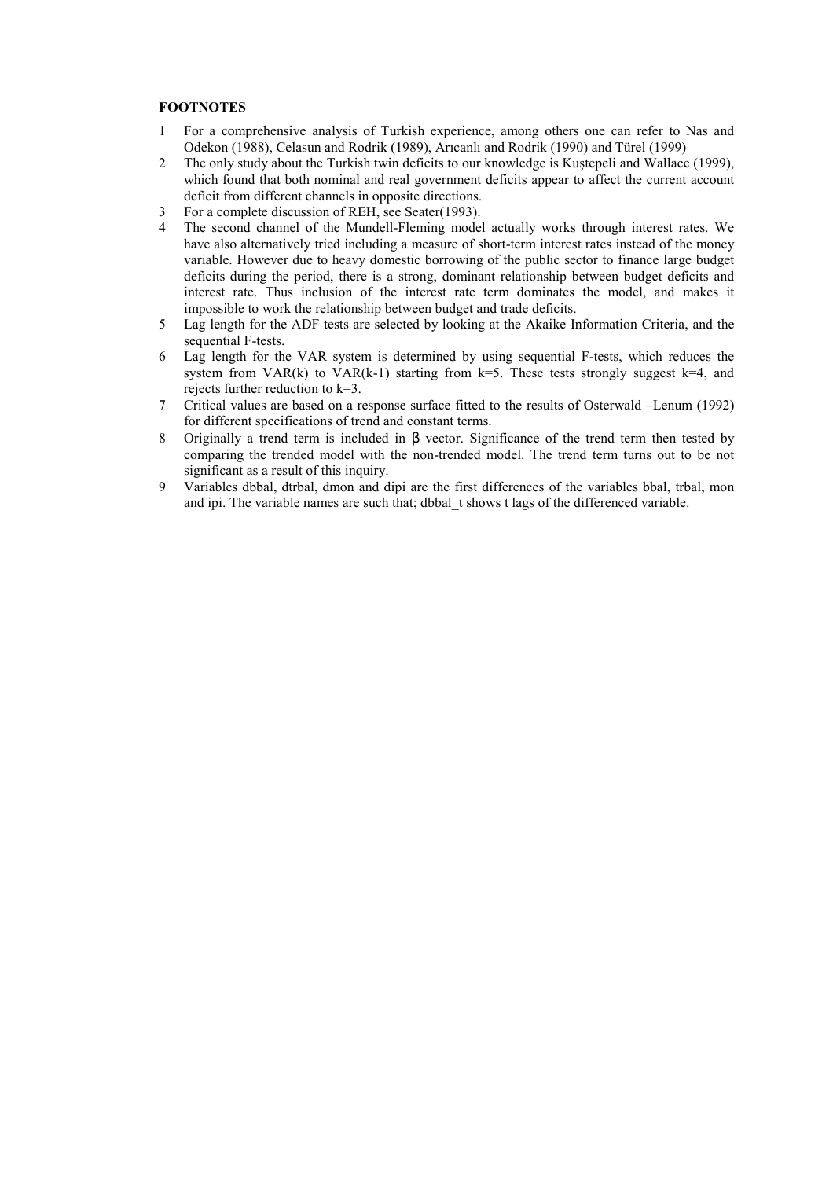**FOOTNOTES**

1. For a comprehensive analysis of Turkish experience, among others one can refer to Nas and Odekon (1988), Celasun and Rodrik (1989), Arıcanlı and Rodrik (1990) and Türel (1999)
2. The only study about the Turkish twin deficits to our knowledge is Kuştepeli and Wallace (1999), which found that both nominal and real government deficits appear to affect the current account deficit from different channels in opposite directions.
3. For a complete discussion of REH, see Seater(1993).
4. The second channel of the Mundell-Fleming model actually works through interest rates. We have also alternatively tried including a measure of short-term interest rates instead of the money variable. However due to heavy domestic borrowing of the public sector to finance large budget deficits during the period, there is a strong, dominant relationship between budget deficits and interest rate. Thus inclusion of the interest rate term dominates the model, and makes it impossible to work the relationship between budget and trade deficits.
5. Lag length for the ADF tests are selected by looking at the Akaike Information Criteria, and the sequential F-tests.
6. Lag length for the VAR system is determined by using sequential F-tests, which reduces the system from VAR(k) to VAR(k-1) starting from k=5. These tests strongly suggest k=4, and rejects further reduction to k=3.
7. Critical values are based on a response surface fitted to the results of Osterwald –Lenum (1992) for different specifications of trend and constant terms.
8. Originally a trend term is included in $\beta$ vector. Significance of the trend term then tested by comparing the trended model with the non-trended model. The trend term turns out to be not significant as a result of this inquiry.
9. Variables dbbal, dtrbal, dmon and dipi are the first differences of the variables bbal, trbal, mon and ipi. The variable names are such that; dbbal_t shows t lags of the differenced variable.